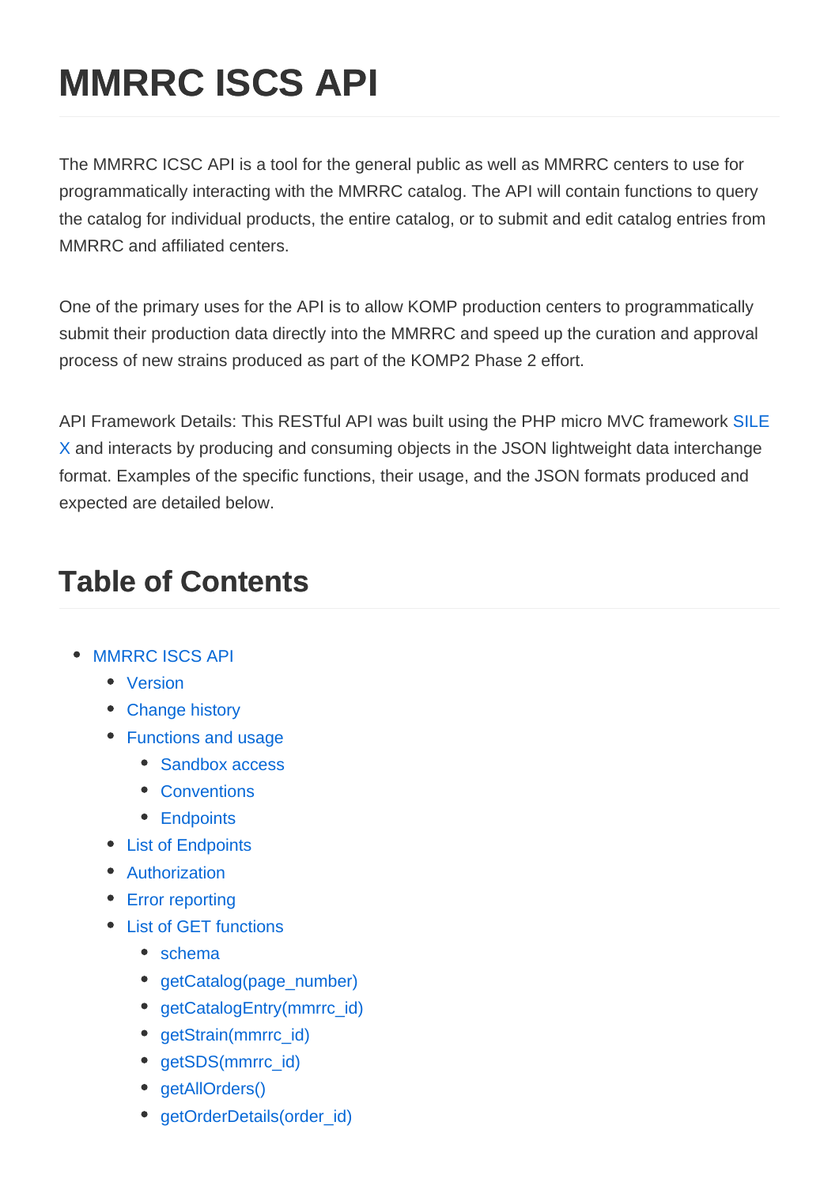# MMRRC ISCS API

The MMRRC ICSC API is a tool for the general public as well as MMRRC centers to use for programmatically interacting with the MMRRC catalog. The API will contain functions to query the catalog for individual products, the entire catalog, or to submit and edit catalog entries from MMRRC and affiliated centers.

One of the primary uses for the API is to allow KOMP production centers to programmatically submit their production data directly into the MMRRC and speed up the curation and approval process of new strains produced as part of the KOMP2 Phase 2 effort.

API Framework Details: This RESTful API was built using the PHP micro MVC framework SILEX and interacts by producing and consuming objects in the JSON lightweight data interchange format. Examples of the specific functions, their usage, and the JSON formats produced and expected are detailed below.

## Table of Contents

- MMRRC ISCS API
  - Version
  - Change history
  - Functions and usage
    - Sandbox access
    - Conventions
    - Endpoints
  - List of Endpoints
  - Authorization
  - Error reporting
  - List of GET functions
    - schema
    - getCatalog(page_number)
    - getCatalogEntry(mmrrc_id)
    - getStrain(mmrrc_id)
    - getSDS(mmrrc_id)
    - getAllOrders()
    - getOrderDetails(order_id)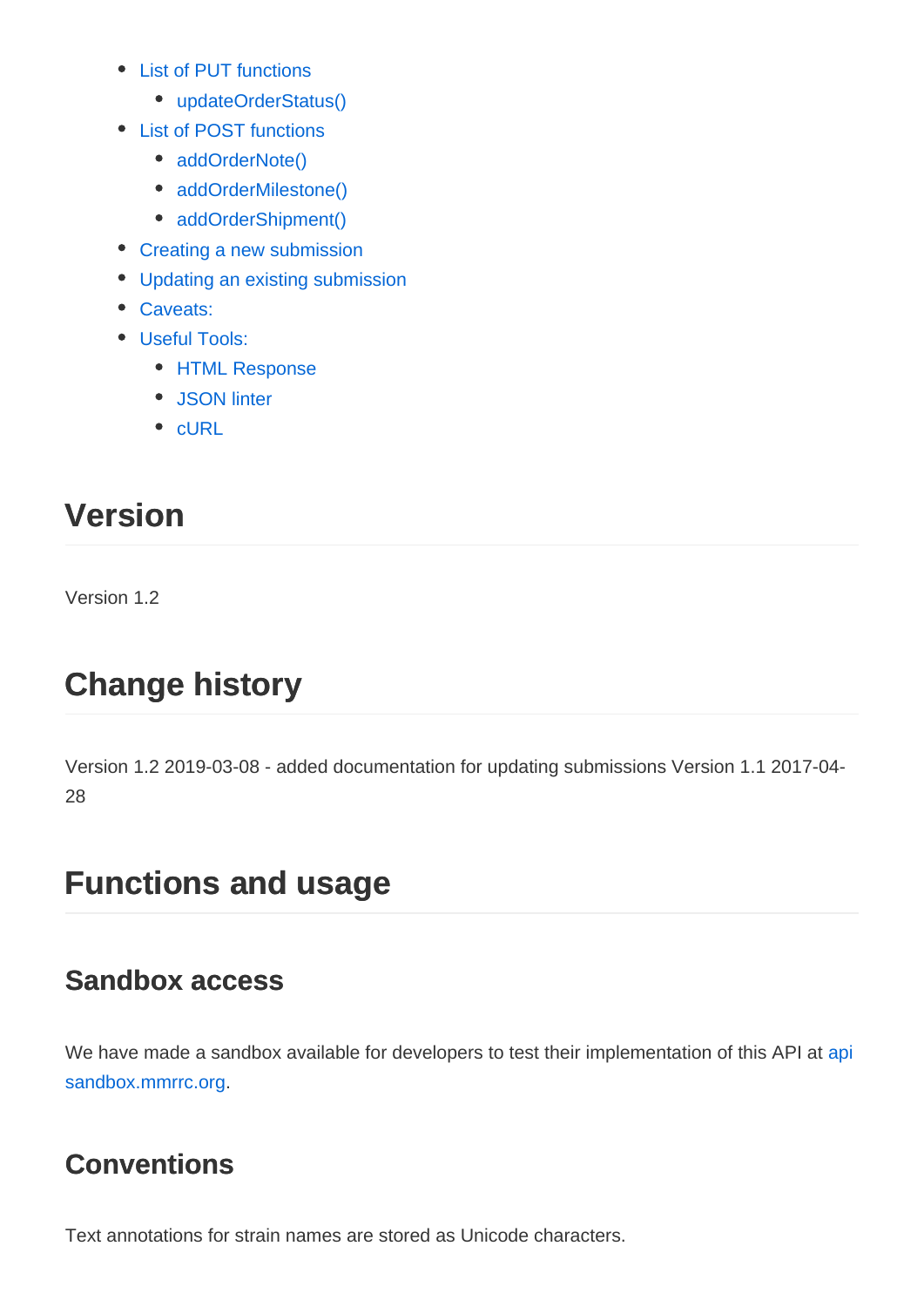- List of PUT functions
  - updateOrderStatus()
- List of POST functions
  - addOrderNote()
  - addOrderMilestone()
  - addOrderShipment()
- Creating a new submission
- Updating an existing submission
- Caveats:
- Useful Tools:
  - HTML Response
  - JSON linter
  - cURL

# Version

Version 1.2

# Change history

Version 1.2 2019-03-08 - added documentation for updating submissions Version 1.1 2017-04-28

# Functions and usage

## Sandbox access

We have made a sandbox available for developers to test their implementation of this API at api sandbox.mmrrc.org.

## Conventions

Text annotations for strain names are stored as Unicode characters.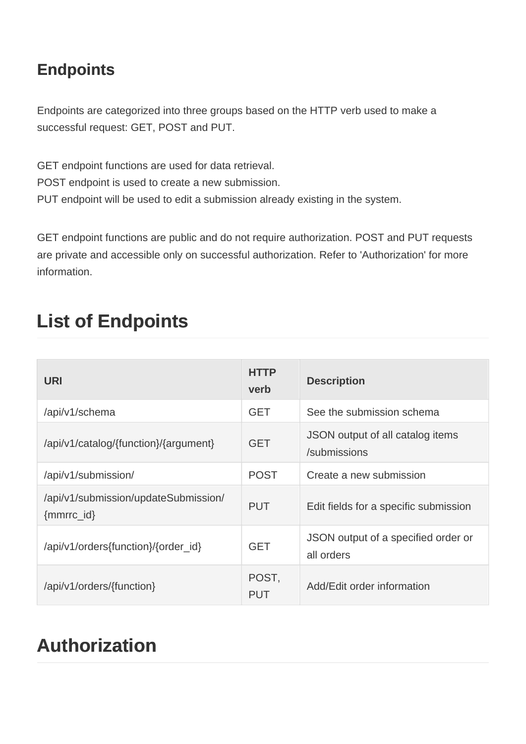### Endpoints

Endpoints are categorized into three groups based on the HTTP verb used to make a successful request: GET, POST and PUT.

GET endpoint functions are used for data retrieval.
POST endpoint is used to create a new submission.
PUT endpoint will be used to edit a submission already existing in the system.

GET endpoint functions are public and do not require authorization. POST and PUT requests are private and accessible only on successful authorization. Refer to 'Authorization' for more information.

## List of Endpoints

| URI | HTTP verb | Description |
| --- | --- | --- |
| /api/v1/schema | GET | See the submission schema |
| /api/v1/catalog/{function}/{argument} | GET | JSON output of all catalog items /submissions |
| /api/v1/submission/ | POST | Create a new submission |
| /api/v1/submission/updateSubmission/{mmrrc_id} | PUT | Edit fields for a specific submission |
| /api/v1/orders{function}/{order_id} | GET | JSON output of a specified order or all orders |
| /api/v1/orders/{function} | POST, PUT | Add/Edit order information |

## Authorization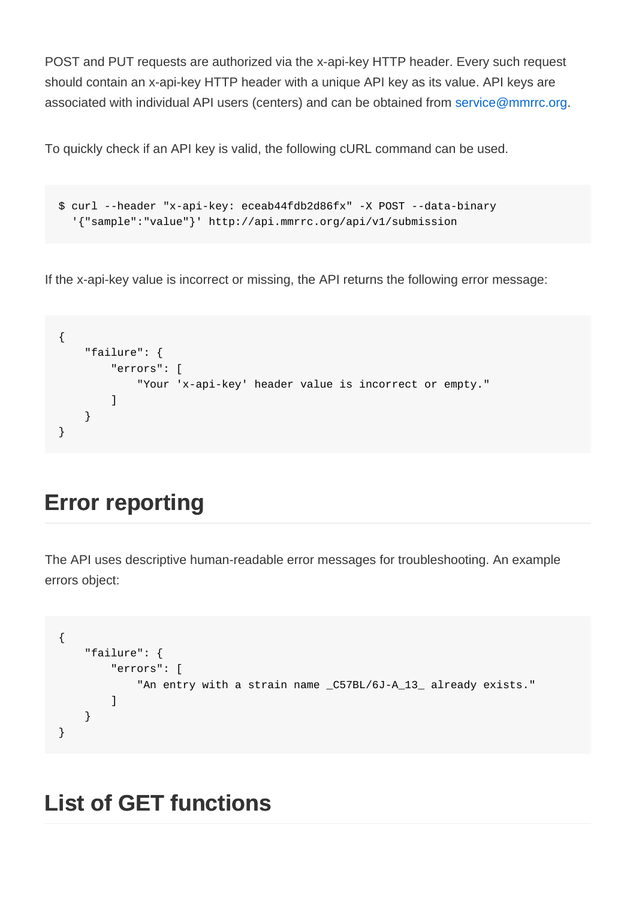POST and PUT requests are authorized via the x-api-key HTTP header. Every such request should contain an x-api-key HTTP header with a unique API key as its value. API keys are associated with individual API users (centers) and can be obtained from service@mmrrc.org.

To quickly check if an API key is valid, the following cURL command can be used.

```
$ curl --header "x-api-key: eceab44fdb2d86fx" -X POST --data-binary
  '{"sample":"value"}' http://api.mmrrc.org/api/v1/submission
```

If the x-api-key value is incorrect or missing, the API returns the following error message:

```
{
    "failure": {
        "errors": [
            "Your 'x-api-key' header value is incorrect or empty."
        ]
    }
}
```

## Error reporting

The API uses descriptive human-readable error messages for troubleshooting. An example errors object:

```
{
    "failure": {
        "errors": [
            "An entry with a strain name _C57BL/6J-A_13_ already exists."
        ]
    }
}
```

## List of GET functions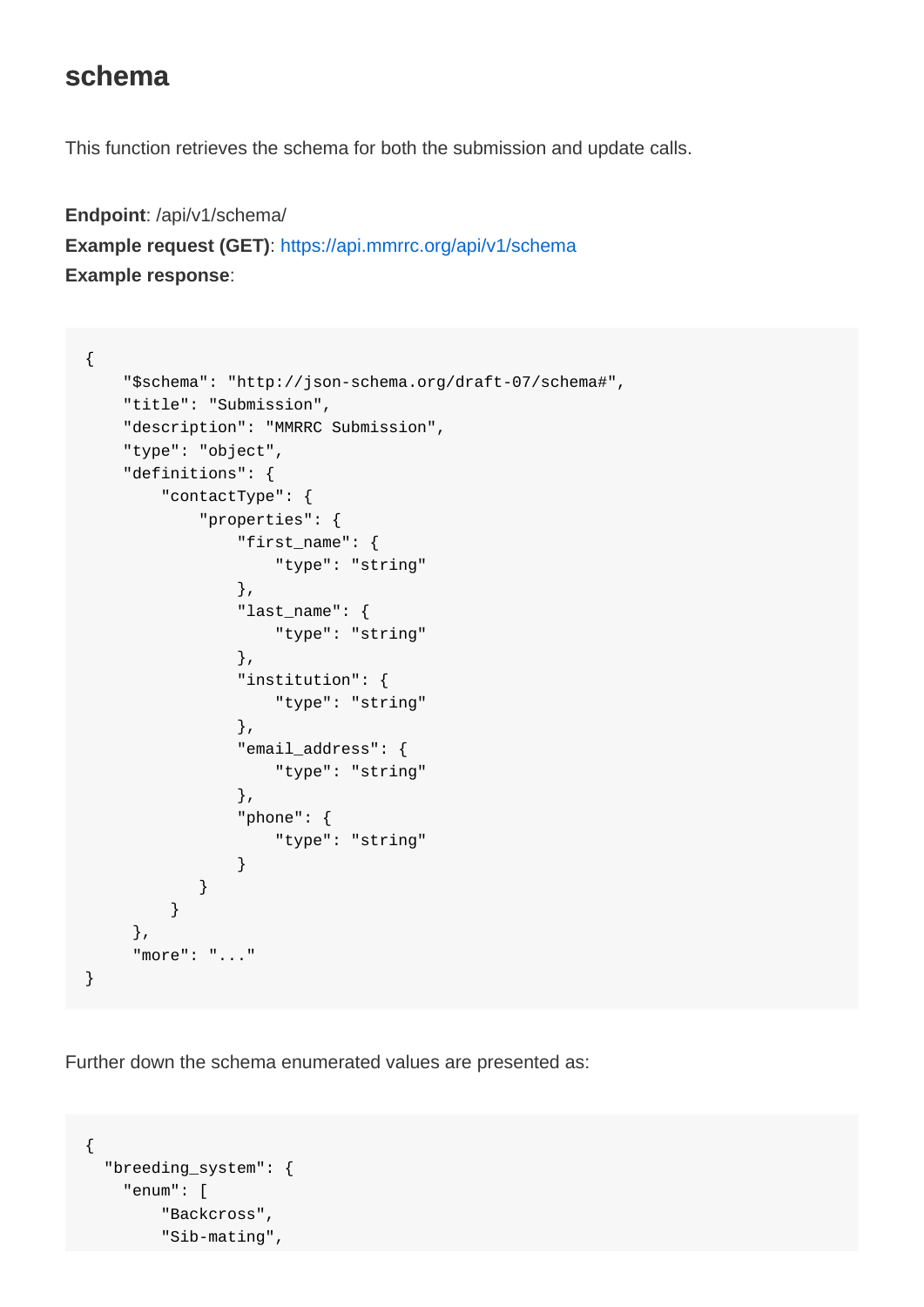## schema

This function retrieves the schema for both the submission and update calls.

**Endpoint**: /api/v1/schema/
**Example request (GET)**: https://api.mmrrc.org/api/v1/schema
**Example response**:

```
{
    "$schema": "http://json-schema.org/draft-07/schema#",
    "title": "Submission",
    "description": "MMRRC Submission",
    "type": "object",
    "definitions": {
        "contactType": {
            "properties": {
                "first_name": {
                    "type": "string"
                },
                "last_name": {
                    "type": "string"
                },
                "institution": {
                    "type": "string"
                },
                "email_address": {
                    "type": "string"
                },
                "phone": {
                    "type": "string"
                }
            }
        }
     },
     "more": "..."
}
```

Further down the schema enumerated values are presented as:

```
{
  "breeding_system": {
    "enum": [
        "Backcross",
        "Sib-mating",
```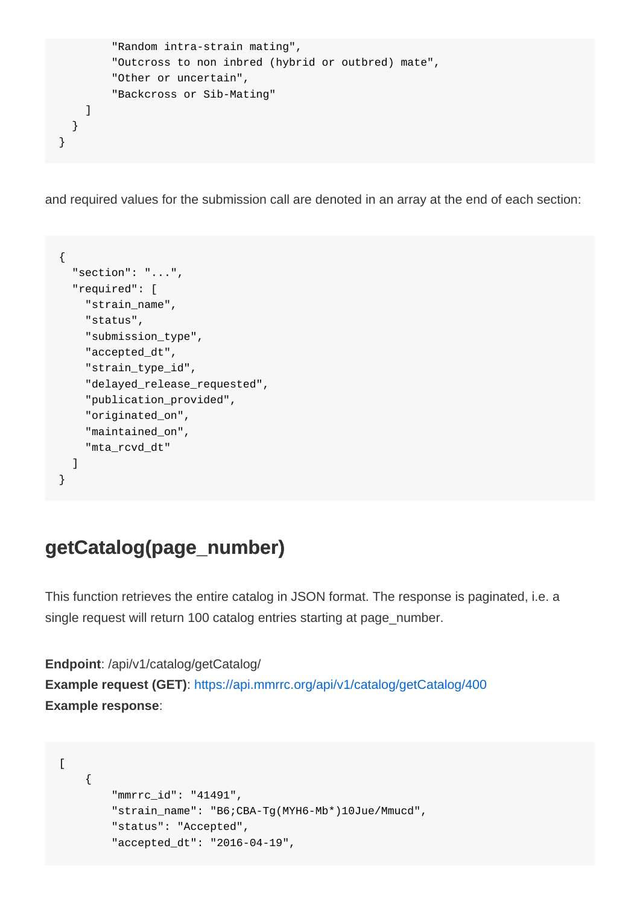```
        "Random intra-strain mating",
        "Outcross to non inbred (hybrid or outbred) mate",
        "Other or uncertain",
        "Backcross or Sib-Mating"
    ]
  }
}
```

and required values for the submission call are denoted in an array at the end of each section:

```
{
  "section": "...",
  "required": [
    "strain_name",
    "status",
    "submission_type",
    "accepted_dt",
    "strain_type_id",
    "delayed_release_requested",
    "publication_provided",
    "originated_on",
    "maintained_on",
    "mta_rcvd_dt"
  ]
}
```

## getCatalog(page_number)

This function retrieves the entire catalog in JSON format. The response is paginated, i.e. a single request will return 100 catalog entries starting at page_number.

**Endpoint**: /api/v1/catalog/getCatalog/
**Example request (GET)**: https://api.mmrrc.org/api/v1/catalog/getCatalog/400
**Example response**:

```
[
    {
        "mmrrc_id": "41491",
        "strain_name": "B6;CBA-Tg(MYH6-Mb*)10Jue/Mmucd",
        "status": "Accepted",
        "accepted_dt": "2016-04-19",
```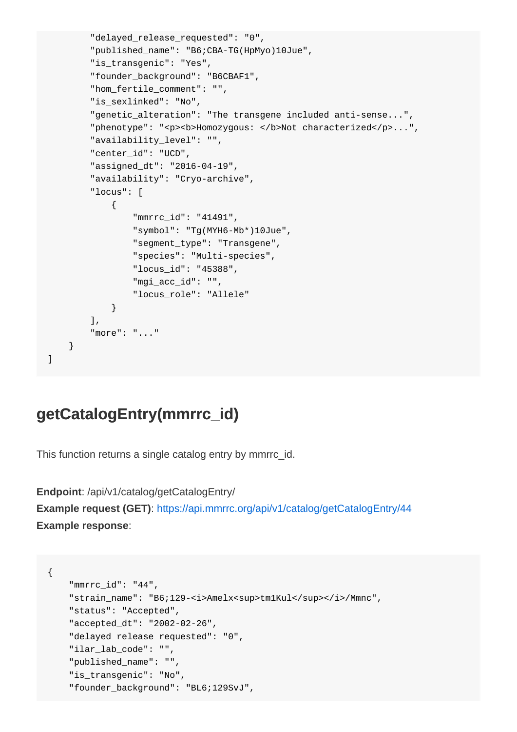```
        "delayed_release_requested": "0",
        "published_name": "B6;CBA-TG(HpMyo)10Jue",
        "is_transgenic": "Yes",
        "founder_background": "B6CBAF1",
        "hom_fertile_comment": "",
        "is_sexlinked": "No",
        "genetic_alteration": "The transgene included anti-sense...",
        "phenotype": "<p><b>Homozygous: </b>Not characterized</p>...",
        "availability_level": "",
        "center_id": "UCD",
        "assigned_dt": "2016-04-19",
        "availability": "Cryo-archive",
        "locus": [
            {
                "mmrrc_id": "41491",
                "symbol": "Tg(MYH6-Mb*)10Jue",
                "segment_type": "Transgene",
                "species": "Multi-species",
                "locus_id": "45388",
                "mgi_acc_id": "",
                "locus_role": "Allele"
            }
        ],
        "more": "..."
    }
]
```

## getCatalogEntry(mmrrc_id)

This function returns a single catalog entry by mmrrc_id.

**Endpoint**: /api/v1/catalog/getCatalogEntry/
**Example request (GET)**: https://api.mmrrc.org/api/v1/catalog/getCatalogEntry/44
**Example response**:

```
{
    "mmrrc_id": "44",
    "strain_name": "B6;129-<i>Amelx<sup>tm1Kul</sup></i>/Mmnc",
    "status": "Accepted",
    "accepted_dt": "2002-02-26",
    "delayed_release_requested": "0",
    "ilar_lab_code": "",
    "published_name": "",
    "is_transgenic": "No",
    "founder_background": "BL6;129SvJ",
```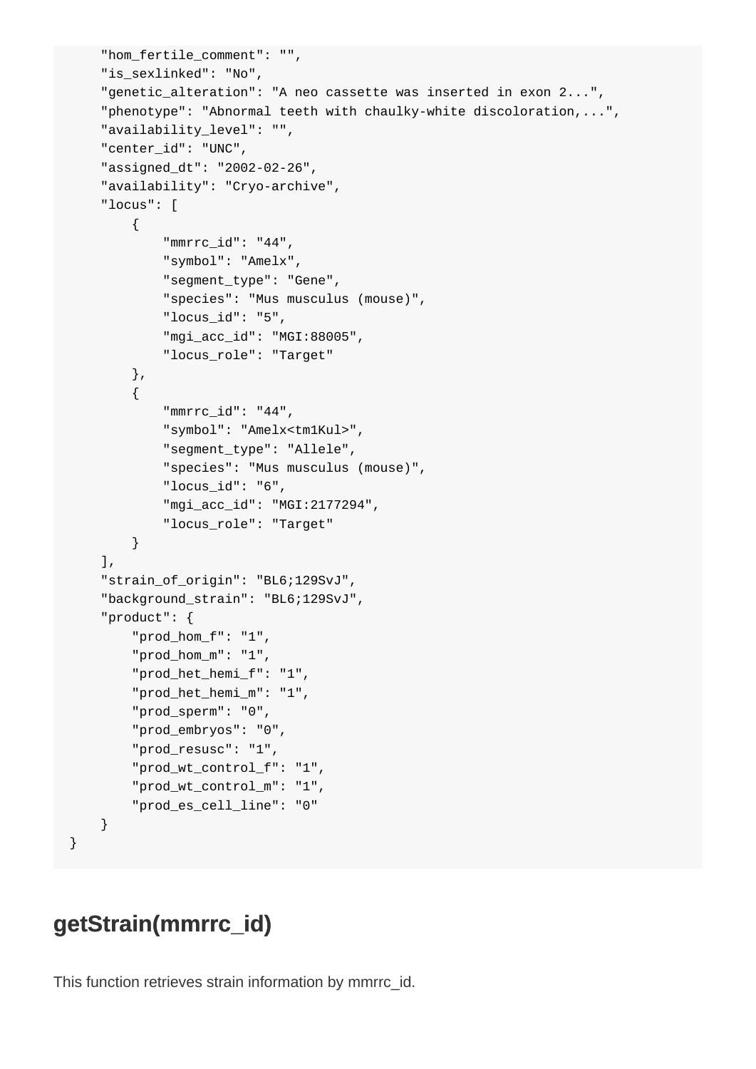```
    "hom_fertile_comment": "",
    "is_sexlinked": "No",
    "genetic_alteration": "A neo cassette was inserted in exon 2...",
    "phenotype": "Abnormal teeth with chaulky-white discoloration,...",
    "availability_level": "",
    "center_id": "UNC",
    "assigned_dt": "2002-02-26",
    "availability": "Cryo-archive",
    "locus": [
        {
            "mmrrc_id": "44",
            "symbol": "Amelx",
            "segment_type": "Gene",
            "species": "Mus musculus (mouse)",
            "locus_id": "5",
            "mgi_acc_id": "MGI:88005",
            "locus_role": "Target"
        },
        {
            "mmrrc_id": "44",
            "symbol": "Amelx<tm1Kul>",
            "segment_type": "Allele",
            "species": "Mus musculus (mouse)",
            "locus_id": "6",
            "mgi_acc_id": "MGI:2177294",
            "locus_role": "Target"
        }
    ],
    "strain_of_origin": "BL6;129SvJ",
    "background_strain": "BL6;129SvJ",
    "product": {
        "prod_hom_f": "1",
        "prod_hom_m": "1",
        "prod_het_hemi_f": "1",
        "prod_het_hemi_m": "1",
        "prod_sperm": "0",
        "prod_embryos": "0",
        "prod_resusc": "1",
        "prod_wt_control_f": "1",
        "prod_wt_control_m": "1",
        "prod_es_cell_line": "0"
    }
}
```

## getStrain(mmrrc_id)

This function retrieves strain information by mmrrc_id.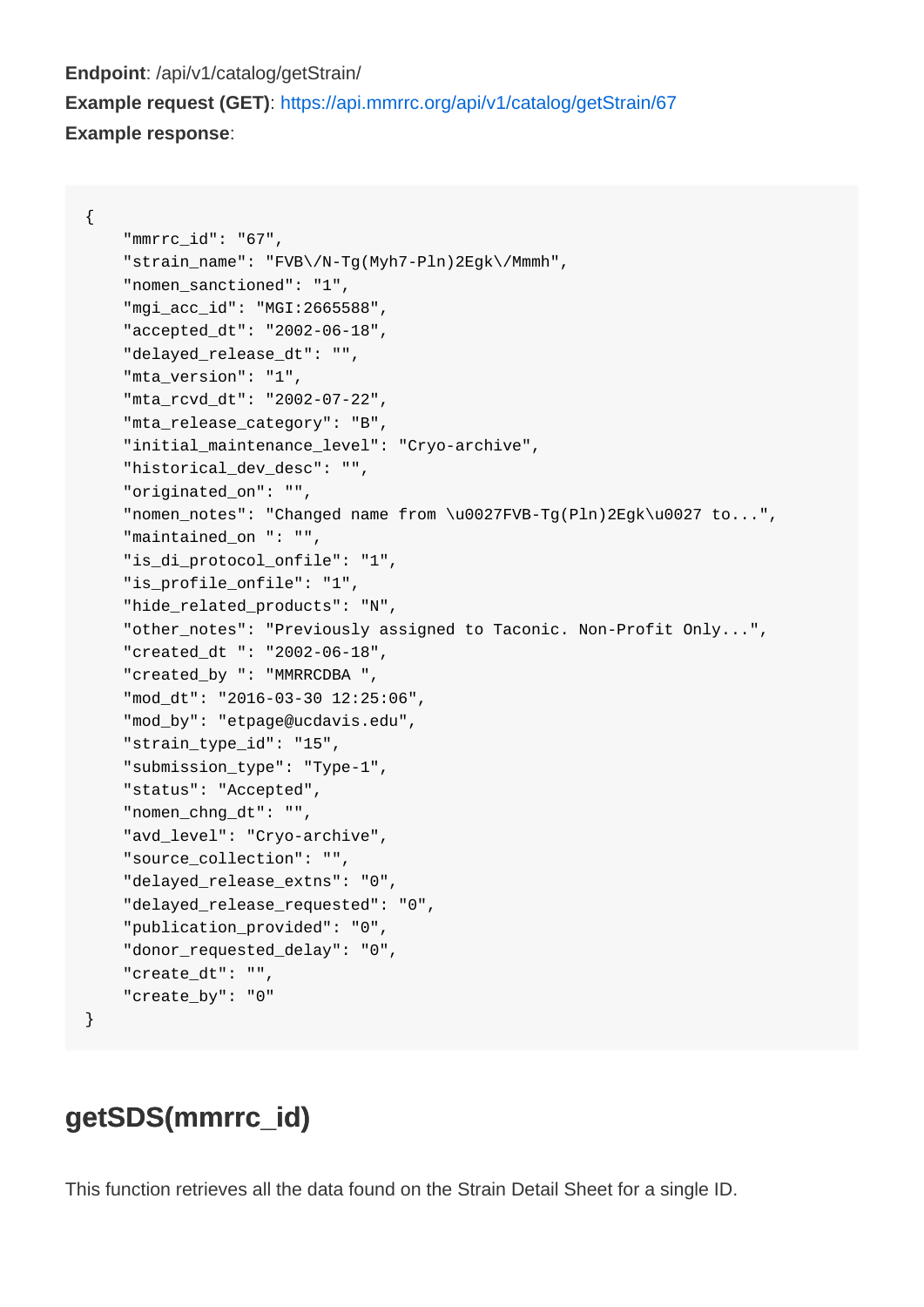**Endpoint**: /api/v1/catalog/getStrain/

**Example request (GET)**: https://api.mmrrc.org/api/v1/catalog/getStrain/67

**Example response**:

```
{
    "mmrrc_id": "67",
    "strain_name": "FVB\/N-Tg(Myh7-Pln)2Egk\/Mmmh",
    "nomen_sanctioned": "1",
    "mgi_acc_id": "MGI:2665588",
    "accepted_dt": "2002-06-18",
    "delayed_release_dt": "",
    "mta_version": "1",
    "mta_rcvd_dt": "2002-07-22",
    "mta_release_category": "B",
    "initial_maintenance_level": "Cryo-archive",
    "historical_dev_desc": "",
    "originated_on": "",
    "nomen_notes": "Changed name from \u0027FVB-Tg(Pln)2Egk\u0027 to...",
    "maintained_on ": "",
    "is_di_protocol_onfile": "1",
    "is_profile_onfile": "1",
    "hide_related_products": "N",
    "other_notes": "Previously assigned to Taconic. Non-Profit Only...",
    "created_dt ": "2002-06-18",
    "created_by ": "MMRRCDBA ",
    "mod_dt": "2016-03-30 12:25:06",
    "mod_by": "etpage@ucdavis.edu",
    "strain_type_id": "15",
    "submission_type": "Type-1",
    "status": "Accepted",
    "nomen_chng_dt": "",
    "avd_level": "Cryo-archive",
    "source_collection": "",
    "delayed_release_extns": "0",
    "delayed_release_requested": "0",
    "publication_provided": "0",
    "donor_requested_delay": "0",
    "create_dt": "",
    "create_by": "0"
}
```

## getSDS(mmrrc_id)

This function retrieves all the data found on the Strain Detail Sheet for a single ID.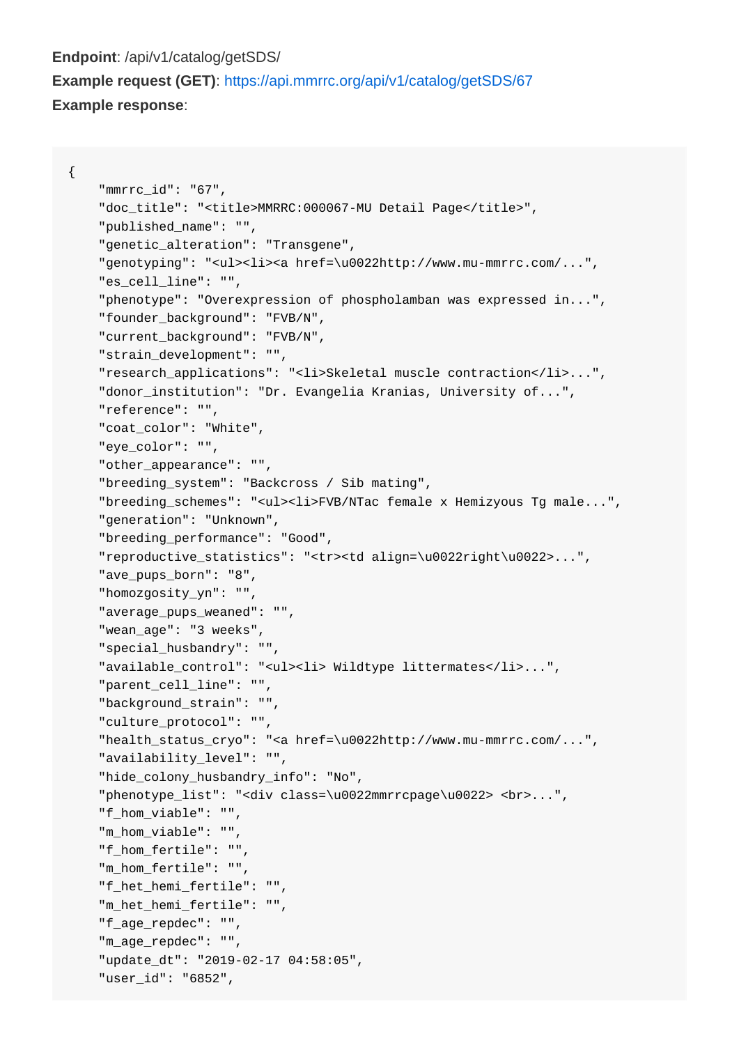**Endpoint**: /api/v1/catalog/getSDS/

**Example request (GET)**: https://api.mmrrc.org/api/v1/catalog/getSDS/67

**Example response**:

```
{
    "mmrrc_id": "67",
    "doc_title": "<title>MMRRC:000067-MU Detail Page</title>",
    "published_name": "",
    "genetic_alteration": "Transgene",
    "genotyping": "<ul><li><a href=\u0022http://www.mu-mmrrc.com/...",
    "es_cell_line": "",
    "phenotype": "Overexpression of phospholamban was expressed in...",
    "founder_background": "FVB/N",
    "current_background": "FVB/N",
    "strain_development": "",
    "research_applications": "<li>Skeletal muscle contraction</li>...",
    "donor_institution": "Dr. Evangelia Kranias, University of...",
    "reference": "",
    "coat_color": "White",
    "eye_color": "",
    "other_appearance": "",
    "breeding_system": "Backcross / Sib mating",
    "breeding_schemes": "<ul><li>FVB/NTac female x Hemizyous Tg male...",
    "generation": "Unknown",
    "breeding_performance": "Good",
    "reproductive_statistics": "<tr><td align=\u0022right\u0022>...",
    "ave_pups_born": "8",
    "homozgosity_yn": "",
    "average_pups_weaned": "",
    "wean_age": "3 weeks",
    "special_husbandry": "",
    "available_control": "<ul><li> Wildtype littermates</li>...",
    "parent_cell_line": "",
    "background_strain": "",
    "culture_protocol": "",
    "health_status_cryo": "<a href=\u0022http://www.mu-mmrrc.com/...",
    "availability_level": "",
    "hide_colony_husbandry_info": "No",
    "phenotype_list": "<div class=\u0022mmrrcpage\u0022> <br>...",
    "f_hom_viable": "",
    "m_hom_viable": "",
    "f_hom_fertile": "",
    "m_hom_fertile": "",
    "f_het_hemi_fertile": "",
    "m_het_hemi_fertile": "",
    "f_age_repdec": "",
    "m_age_repdec": "",
    "update_dt": "2019-02-17 04:58:05",
    "user_id": "6852",
```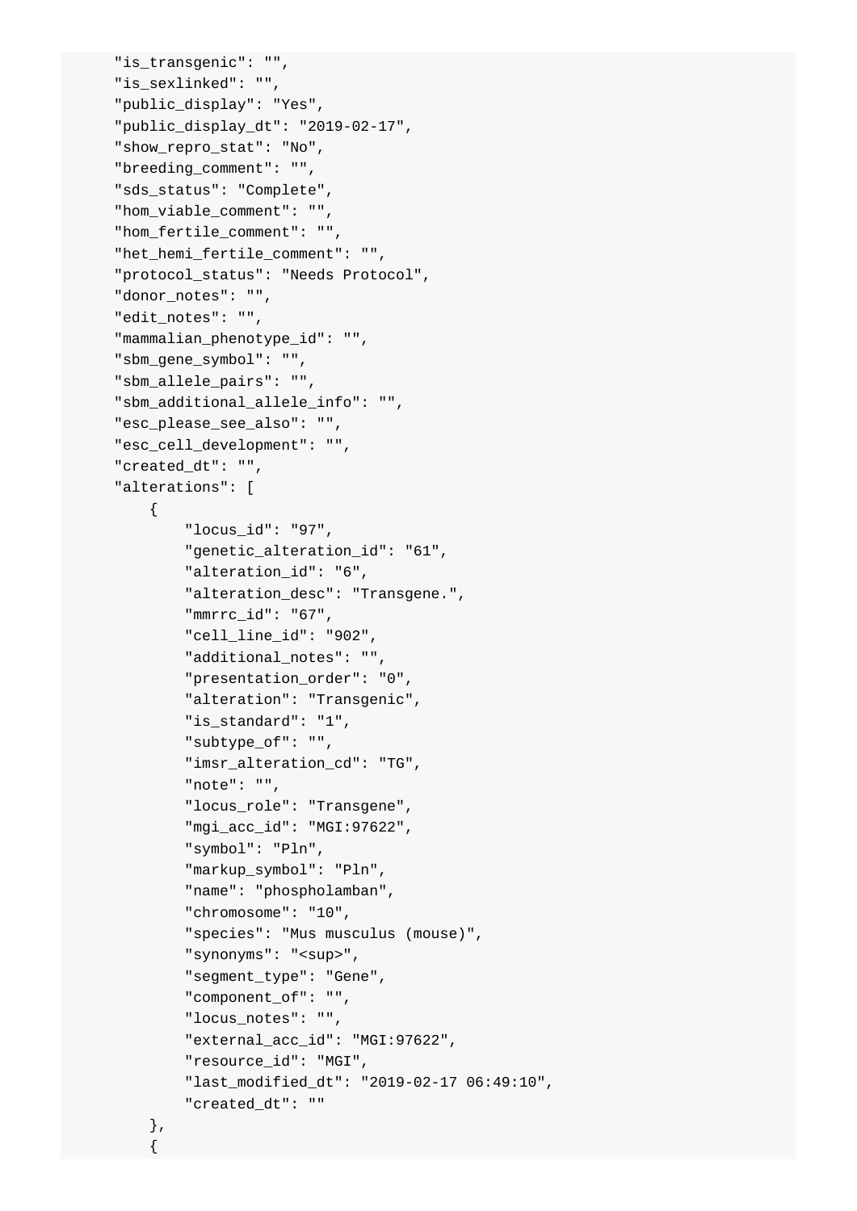```
    "is_transgenic": "",
    "is_sexlinked": "",
    "public_display": "Yes",
    "public_display_dt": "2019-02-17",
    "show_repro_stat": "No",
    "breeding_comment": "",
    "sds_status": "Complete",
    "hom_viable_comment": "",
    "hom_fertile_comment": "",
    "het_hemi_fertile_comment": "",
    "protocol_status": "Needs Protocol",
    "donor_notes": "",
    "edit_notes": "",
    "mammalian_phenotype_id": "",
    "sbm_gene_symbol": "",
    "sbm_allele_pairs": "",
    "sbm_additional_allele_info": "",
    "esc_please_see_also": "",
    "esc_cell_development": "",
    "created_dt": "",
    "alterations": [
        {
            "locus_id": "97",
            "genetic_alteration_id": "61",
            "alteration_id": "6",
            "alteration_desc": "Transgene.",
            "mmrrc_id": "67",
            "cell_line_id": "902",
            "additional_notes": "",
            "presentation_order": "0",
            "alteration": "Transgenic",
            "is_standard": "1",
            "subtype_of": "",
            "imsr_alteration_cd": "TG",
            "note": "",
            "locus_role": "Transgene",
            "mgi_acc_id": "MGI:97622",
            "symbol": "Pln",
            "markup_symbol": "Pln",
            "name": "phospholamban",
            "chromosome": "10",
            "species": "Mus musculus (mouse)",
            "synonyms": "<sup>",
            "segment_type": "Gene",
            "component_of": "",
            "locus_notes": "",
            "external_acc_id": "MGI:97622",
            "resource_id": "MGI",
            "last_modified_dt": "2019-02-17 06:49:10",
            "created_dt": ""
        },
        {
```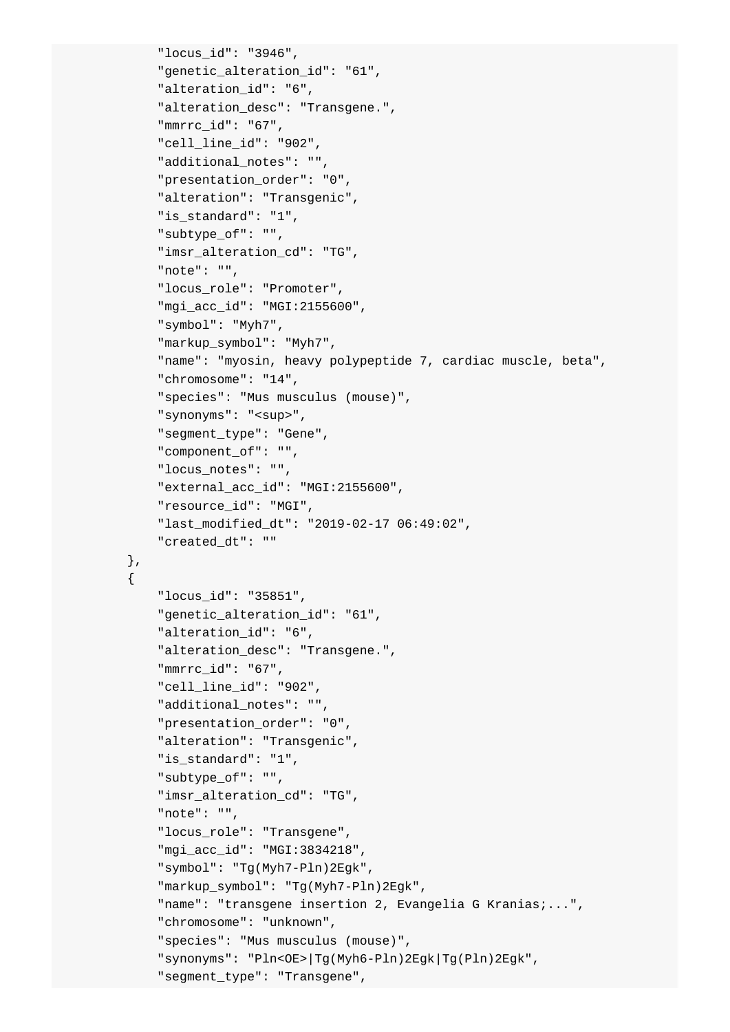```
            "locus_id": "3946",
            "genetic_alteration_id": "61",
            "alteration_id": "6",
            "alteration_desc": "Transgene.",
            "mmrrc_id": "67",
            "cell_line_id": "902",
            "additional_notes": "",
            "presentation_order": "0",
            "alteration": "Transgenic",
            "is_standard": "1",
            "subtype_of": "",
            "imsr_alteration_cd": "TG",
            "note": "",
            "locus_role": "Promoter",
            "mgi_acc_id": "MGI:2155600",
            "symbol": "Myh7",
            "markup_symbol": "Myh7",
            "name": "myosin, heavy polypeptide 7, cardiac muscle, beta",
            "chromosome": "14",
            "species": "Mus musculus (mouse)",
            "synonyms": "<sup>",
            "segment_type": "Gene",
            "component_of": "",
            "locus_notes": "",
            "external_acc_id": "MGI:2155600",
            "resource_id": "MGI",
            "last_modified_dt": "2019-02-17 06:49:02",
            "created_dt": ""
        },
        {
            "locus_id": "35851",
            "genetic_alteration_id": "61",
            "alteration_id": "6",
            "alteration_desc": "Transgene.",
            "mmrrc_id": "67",
            "cell_line_id": "902",
            "additional_notes": "",
            "presentation_order": "0",
            "alteration": "Transgenic",
            "is_standard": "1",
            "subtype_of": "",
            "imsr_alteration_cd": "TG",
            "note": "",
            "locus_role": "Transgene",
            "mgi_acc_id": "MGI:3834218",
            "symbol": "Tg(Myh7-Pln)2Egk",
            "markup_symbol": "Tg(Myh7-Pln)2Egk",
            "name": "transgene insertion 2, Evangelia G Kranias;...",
            "chromosome": "unknown",
            "species": "Mus musculus (mouse)",
            "synonyms": "Pln<OE>|Tg(Myh6-Pln)2Egk|Tg(Pln)2Egk",
            "segment_type": "Transgene",
```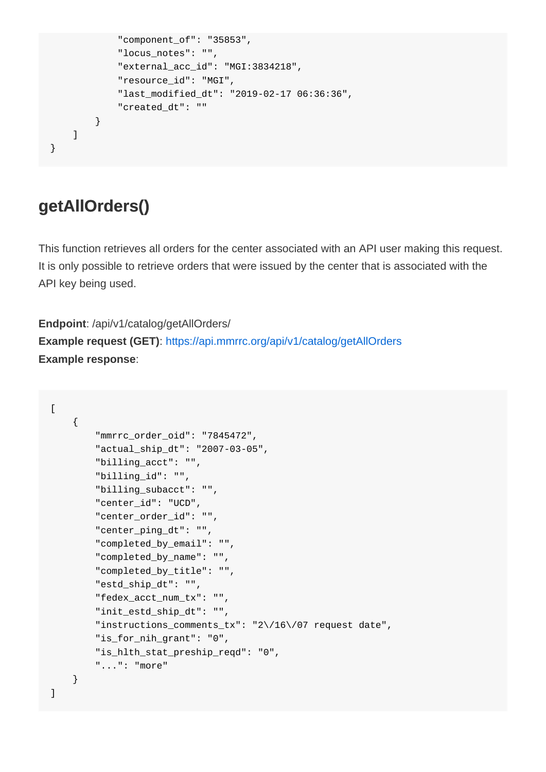```
            "component_of": "35853",
            "locus_notes": "",
            "external_acc_id": "MGI:3834218",
            "resource_id": "MGI",
            "last_modified_dt": "2019-02-17 06:36:36",
            "created_dt": ""
        }
    ]
}
```

## getAllOrders()

This function retrieves all orders for the center associated with an API user making this request. It is only possible to retrieve orders that were issued by the center that is associated with the API key being used.

**Endpoint**: /api/v1/catalog/getAllOrders/
**Example request (GET)**: https://api.mmrrc.org/api/v1/catalog/getAllOrders
**Example response**:

```
[
    {
        "mmrrc_order_oid": "7845472",
        "actual_ship_dt": "2007-03-05",
        "billing_acct": "",
        "billing_id": "",
        "billing_subacct": "",
        "center_id": "UCD",
        "center_order_id": "",
        "center_ping_dt": "",
        "completed_by_email": "",
        "completed_by_name": "",
        "completed_by_title": "",
        "estd_ship_dt": "",
        "fedex_acct_num_tx": "",
        "init_estd_ship_dt": "",
        "instructions_comments_tx": "2\/16\/07 request date",
        "is_for_nih_grant": "0",
        "is_hlth_stat_preship_reqd": "0",
        "...": "more"
    }
]
```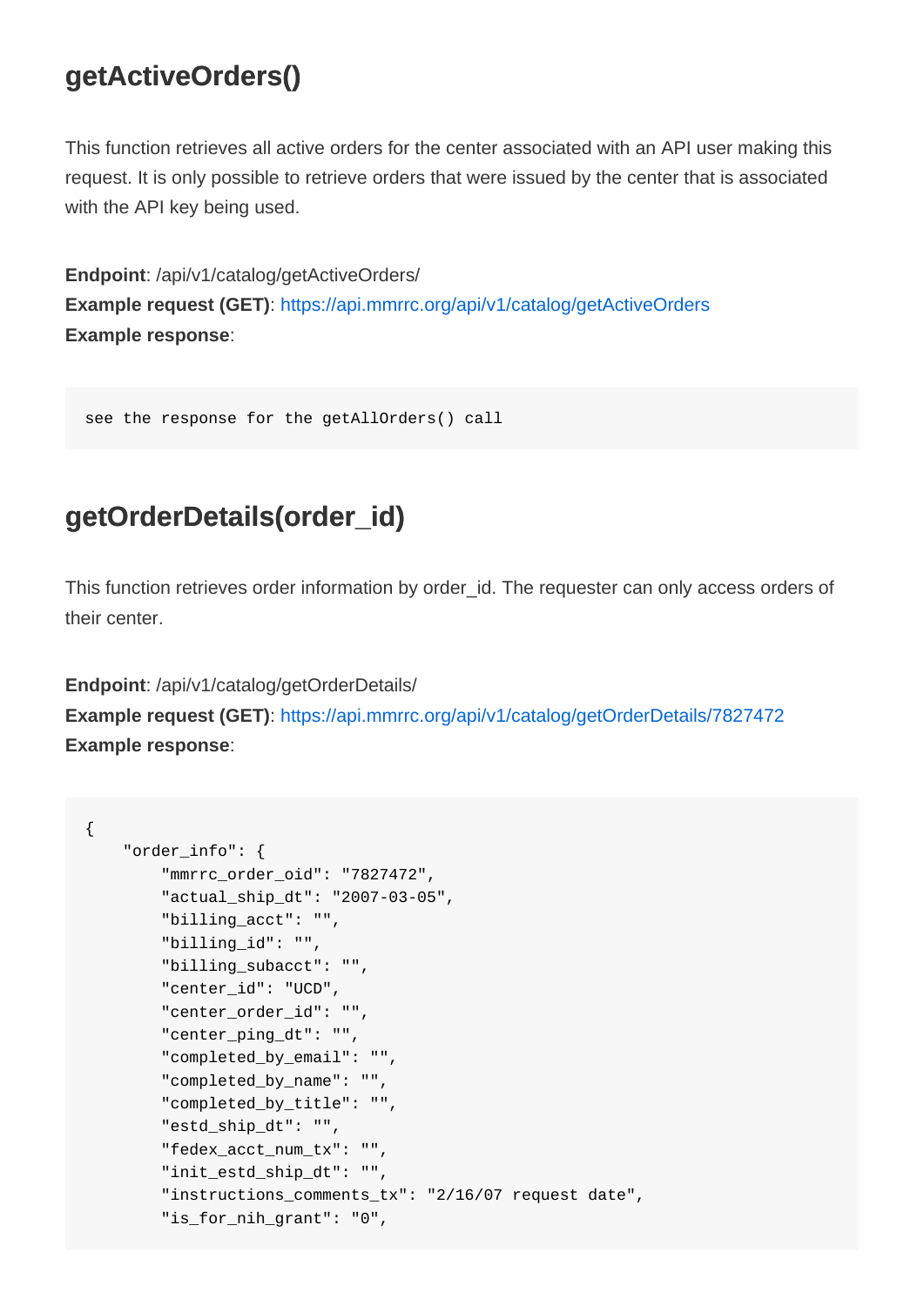## getActiveOrders()

This function retrieves all active orders for the center associated with an API user making this request. It is only possible to retrieve orders that were issued by the center that is associated with the API key being used.

**Endpoint**: /api/v1/catalog/getActiveOrders/
**Example request (GET)**: https://api.mmrrc.org/api/v1/catalog/getActiveOrders
**Example response**:

```
see the response for the getAllOrders() call
```

## getOrderDetails(order_id)

This function retrieves order information by order_id. The requester can only access orders of their center.

**Endpoint**: /api/v1/catalog/getOrderDetails/
**Example request (GET)**: https://api.mmrrc.org/api/v1/catalog/getOrderDetails/7827472
**Example response**:

```
{
    "order_info": {
        "mmrrc_order_oid": "7827472",
        "actual_ship_dt": "2007-03-05",
        "billing_acct": "",
        "billing_id": "",
        "billing_subacct": "",
        "center_id": "UCD",
        "center_order_id": "",
        "center_ping_dt": "",
        "completed_by_email": "",
        "completed_by_name": "",
        "completed_by_title": "",
        "estd_ship_dt": "",
        "fedex_acct_num_tx": "",
        "init_estd_ship_dt": "",
        "instructions_comments_tx": "2/16/07 request date",
        "is_for_nih_grant": "0",
```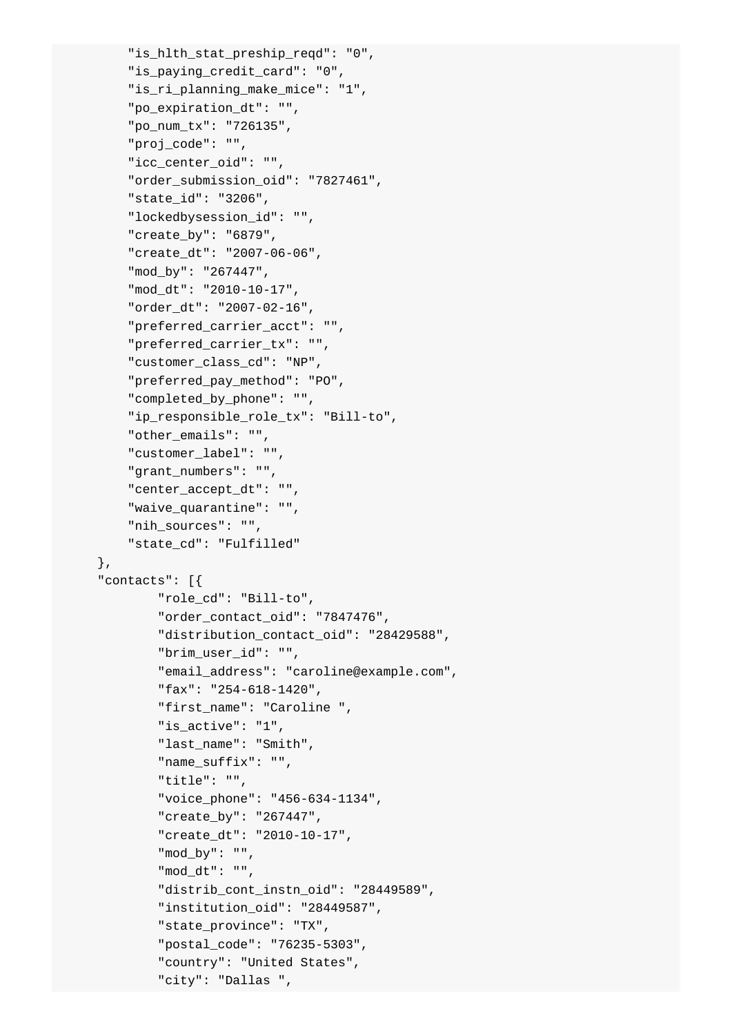```
        "is_hlth_stat_preship_reqd": "0",
        "is_paying_credit_card": "0",
        "is_ri_planning_make_mice": "1",
        "po_expiration_dt": "",
        "po_num_tx": "726135",
        "proj_code": "",
        "icc_center_oid": "",
        "order_submission_oid": "7827461",
        "state_id": "3206",
        "lockedbysession_id": "",
        "create_by": "6879",
        "create_dt": "2007-06-06",
        "mod_by": "267447",
        "mod_dt": "2010-10-17",
        "order_dt": "2007-02-16",
        "preferred_carrier_acct": "",
        "preferred_carrier_tx": "",
        "customer_class_cd": "NP",
        "preferred_pay_method": "PO",
        "completed_by_phone": "",
        "ip_responsible_role_tx": "Bill-to",
        "other_emails": "",
        "customer_label": "",
        "grant_numbers": "",
        "center_accept_dt": "",
        "waive_quarantine": "",
        "nih_sources": "",
        "state_cd": "Fulfilled"
    },
    "contacts": [{
            "role_cd": "Bill-to",
            "order_contact_oid": "7847476",
            "distribution_contact_oid": "28429588",
            "brim_user_id": "",
            "email_address": "caroline@example.com",
            "fax": "254-618-1420",
            "first_name": "Caroline ",
            "is_active": "1",
            "last_name": "Smith",
            "name_suffix": "",
            "title": "",
            "voice_phone": "456-634-1134",
            "create_by": "267447",
            "create_dt": "2010-10-17",
            "mod_by": "",
            "mod_dt": "",
            "distrib_cont_instn_oid": "28449589",
            "institution_oid": "28449587",
            "state_province": "TX",
            "postal_code": "76235-5303",
            "country": "United States",
            "city": "Dallas ",
```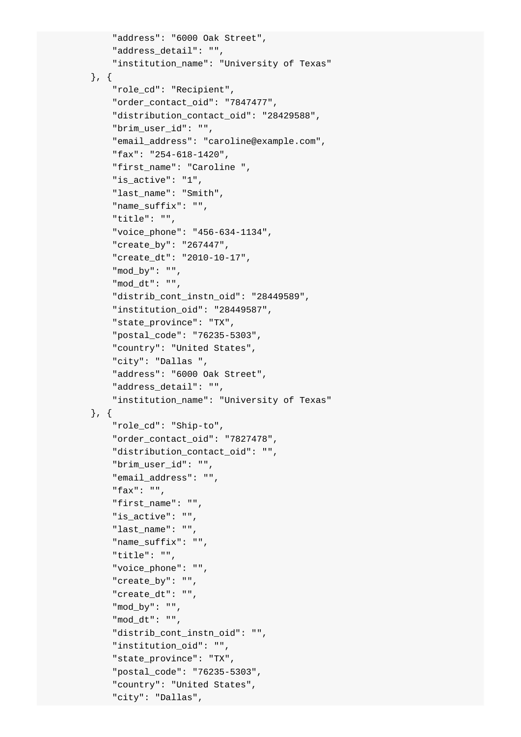```
            "address": "6000 Oak Street",
            "address_detail": "",
            "institution_name": "University of Texas"
        }, {
            "role_cd": "Recipient",
            "order_contact_oid": "7847477",
            "distribution_contact_oid": "28429588",
            "brim_user_id": "",
            "email_address": "caroline@example.com",
            "fax": "254-618-1420",
            "first_name": "Caroline ",
            "is_active": "1",
            "last_name": "Smith",
            "name_suffix": "",
            "title": "",
            "voice_phone": "456-634-1134",
            "create_by": "267447",
            "create_dt": "2010-10-17",
            "mod_by": "",
            "mod_dt": "",
            "distrib_cont_instn_oid": "28449589",
            "institution_oid": "28449587",
            "state_province": "TX",
            "postal_code": "76235-5303",
            "country": "United States",
            "city": "Dallas ",
            "address": "6000 Oak Street",
            "address_detail": "",
            "institution_name": "University of Texas"
        }, {
            "role_cd": "Ship-to",
            "order_contact_oid": "7827478",
            "distribution_contact_oid": "",
            "brim_user_id": "",
            "email_address": "",
            "fax": "",
            "first_name": "",
            "is_active": "",
            "last_name": "",
            "name_suffix": "",
            "title": "",
            "voice_phone": "",
            "create_by": "",
            "create_dt": "",
            "mod_by": "",
            "mod_dt": "",
            "distrib_cont_instn_oid": "",
            "institution_oid": "",
            "state_province": "TX",
            "postal_code": "76235-5303",
            "country": "United States",
            "city": "Dallas",
```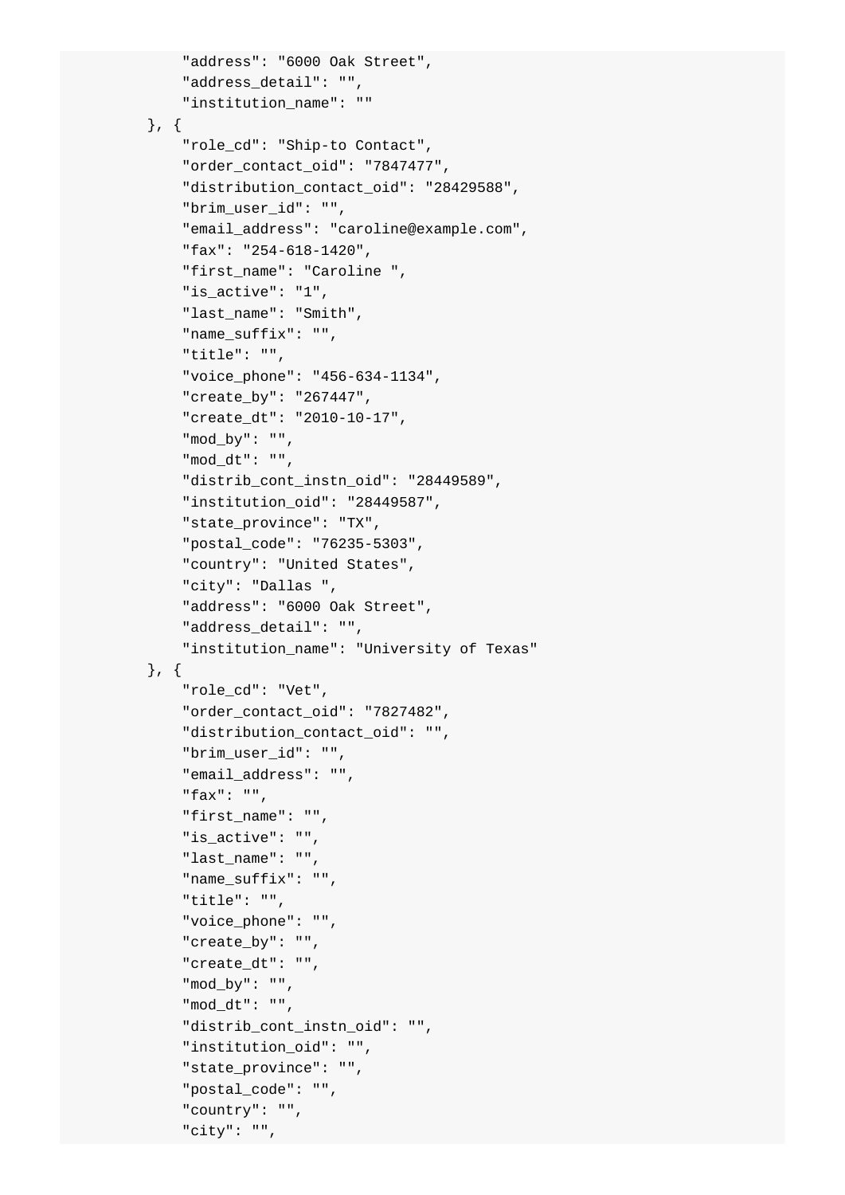```
            "address": "6000 Oak Street",
            "address_detail": "",
            "institution_name": ""
        }, {
            "role_cd": "Ship-to Contact",
            "order_contact_oid": "7847477",
            "distribution_contact_oid": "28429588",
            "brim_user_id": "",
            "email_address": "caroline@example.com",
            "fax": "254-618-1420",
            "first_name": "Caroline ",
            "is_active": "1",
            "last_name": "Smith",
            "name_suffix": "",
            "title": "",
            "voice_phone": "456-634-1134",
            "create_by": "267447",
            "create_dt": "2010-10-17",
            "mod_by": "",
            "mod_dt": "",
            "distrib_cont_instn_oid": "28449589",
            "institution_oid": "28449587",
            "state_province": "TX",
            "postal_code": "76235-5303",
            "country": "United States",
            "city": "Dallas ",
            "address": "6000 Oak Street",
            "address_detail": "",
            "institution_name": "University of Texas"
        }, {
            "role_cd": "Vet",
            "order_contact_oid": "7827482",
            "distribution_contact_oid": "",
            "brim_user_id": "",
            "email_address": "",
            "fax": "",
            "first_name": "",
            "is_active": "",
            "last_name": "",
            "name_suffix": "",
            "title": "",
            "voice_phone": "",
            "create_by": "",
            "create_dt": "",
            "mod_by": "",
            "mod_dt": "",
            "distrib_cont_instn_oid": "",
            "institution_oid": "",
            "state_province": "",
            "postal_code": "",
            "country": "",
            "city": "",
```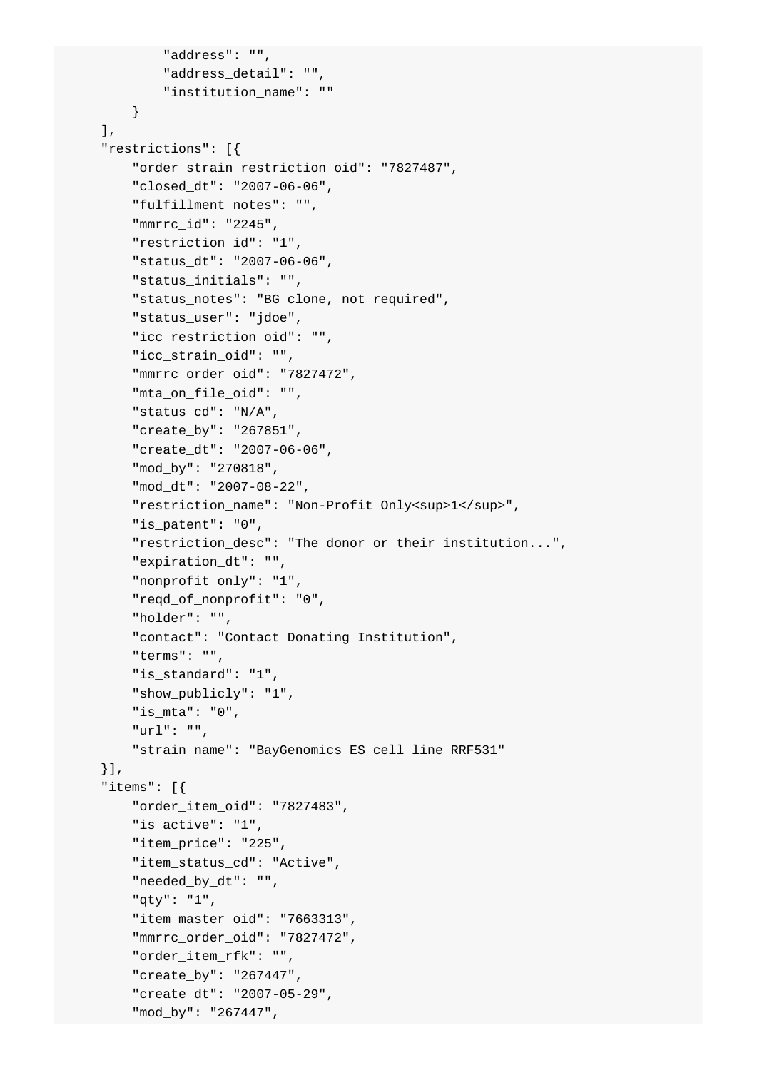```
            "address": "",
            "address_detail": "",
            "institution_name": ""
        }
    ],
    "restrictions": [{
        "order_strain_restriction_oid": "7827487",
        "closed_dt": "2007-06-06",
        "fulfillment_notes": "",
        "mmrrc_id": "2245",
        "restriction_id": "1",
        "status_dt": "2007-06-06",
        "status_initials": "",
        "status_notes": "BG clone, not required",
        "status_user": "jdoe",
        "icc_restriction_oid": "",
        "icc_strain_oid": "",
        "mmrrc_order_oid": "7827472",
        "mta_on_file_oid": "",
        "status_cd": "N/A",
        "create_by": "267851",
        "create_dt": "2007-06-06",
        "mod_by": "270818",
        "mod_dt": "2007-08-22",
        "restriction_name": "Non-Profit Only<sup>1</sup>",
        "is_patent": "0",
        "restriction_desc": "The donor or their institution...",
        "expiration_dt": "",
        "nonprofit_only": "1",
        "reqd_of_nonprofit": "0",
        "holder": "",
        "contact": "Contact Donating Institution",
        "terms": "",
        "is_standard": "1",
        "show_publicly": "1",
        "is_mta": "0",
        "url": "",
        "strain_name": "BayGenomics ES cell line RRF531"
    }],
    "items": [{
        "order_item_oid": "7827483",
        "is_active": "1",
        "item_price": "225",
        "item_status_cd": "Active",
        "needed_by_dt": "",
        "qty": "1",
        "item_master_oid": "7663313",
        "mmrrc_order_oid": "7827472",
        "order_item_rfk": "",
        "create_by": "267447",
        "create_dt": "2007-05-29",
        "mod_by": "267447",
```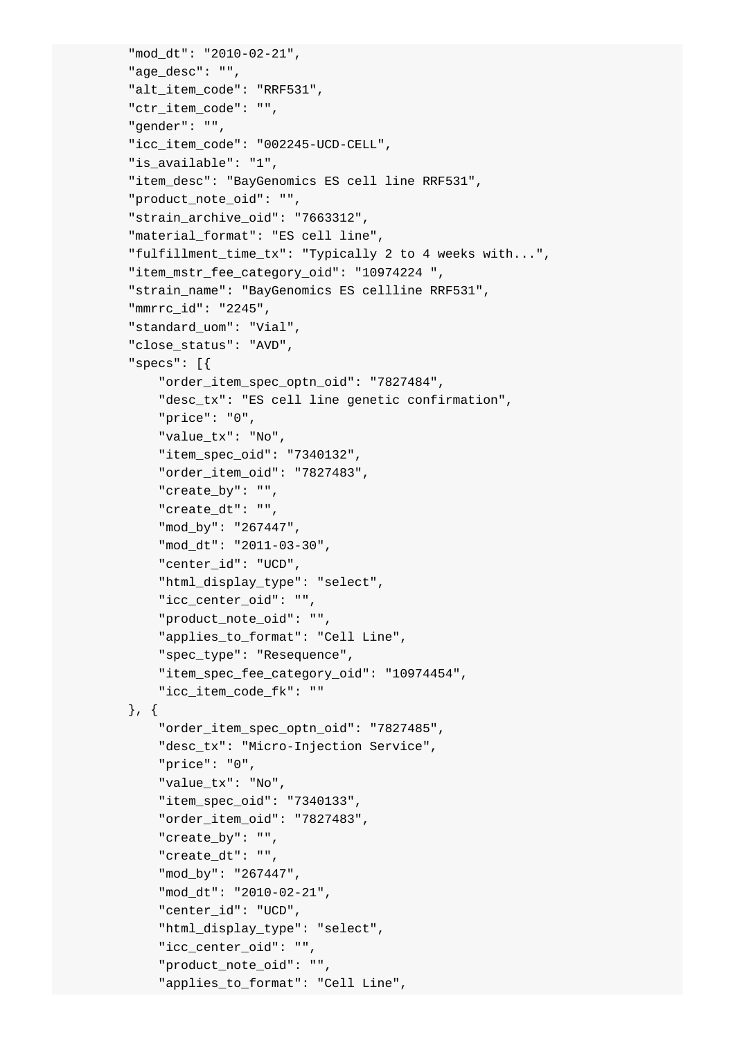```
        "mod_dt": "2010-02-21",
        "age_desc": "",
        "alt_item_code": "RRF531",
        "ctr_item_code": "",
        "gender": "",
        "icc_item_code": "002245-UCD-CELL",
        "is_available": "1",
        "item_desc": "BayGenomics ES cell line RRF531",
        "product_note_oid": "",
        "strain_archive_oid": "7663312",
        "material_format": "ES cell line",
        "fulfillment_time_tx": "Typically 2 to 4 weeks with...",
        "item_mstr_fee_category_oid": "10974224 ",
        "strain_name": "BayGenomics ES cellline RRF531",
        "mmrrc_id": "2245",
        "standard_uom": "Vial",
        "close_status": "AVD",
        "specs": [{
            "order_item_spec_optn_oid": "7827484",
            "desc_tx": "ES cell line genetic confirmation",
            "price": "0",
            "value_tx": "No",
            "item_spec_oid": "7340132",
            "order_item_oid": "7827483",
            "create_by": "",
            "create_dt": "",
            "mod_by": "267447",
            "mod_dt": "2011-03-30",
            "center_id": "UCD",
            "html_display_type": "select",
            "icc_center_oid": "",
            "product_note_oid": "",
            "applies_to_format": "Cell Line",
            "spec_type": "Resequence",
            "item_spec_fee_category_oid": "10974454",
            "icc_item_code_fk": ""
        }, {
            "order_item_spec_optn_oid": "7827485",
            "desc_tx": "Micro-Injection Service",
            "price": "0",
            "value_tx": "No",
            "item_spec_oid": "7340133",
            "order_item_oid": "7827483",
            "create_by": "",
            "create_dt": "",
            "mod_by": "267447",
            "mod_dt": "2010-02-21",
            "center_id": "UCD",
            "html_display_type": "select",
            "icc_center_oid": "",
            "product_note_oid": "",
            "applies_to_format": "Cell Line",
```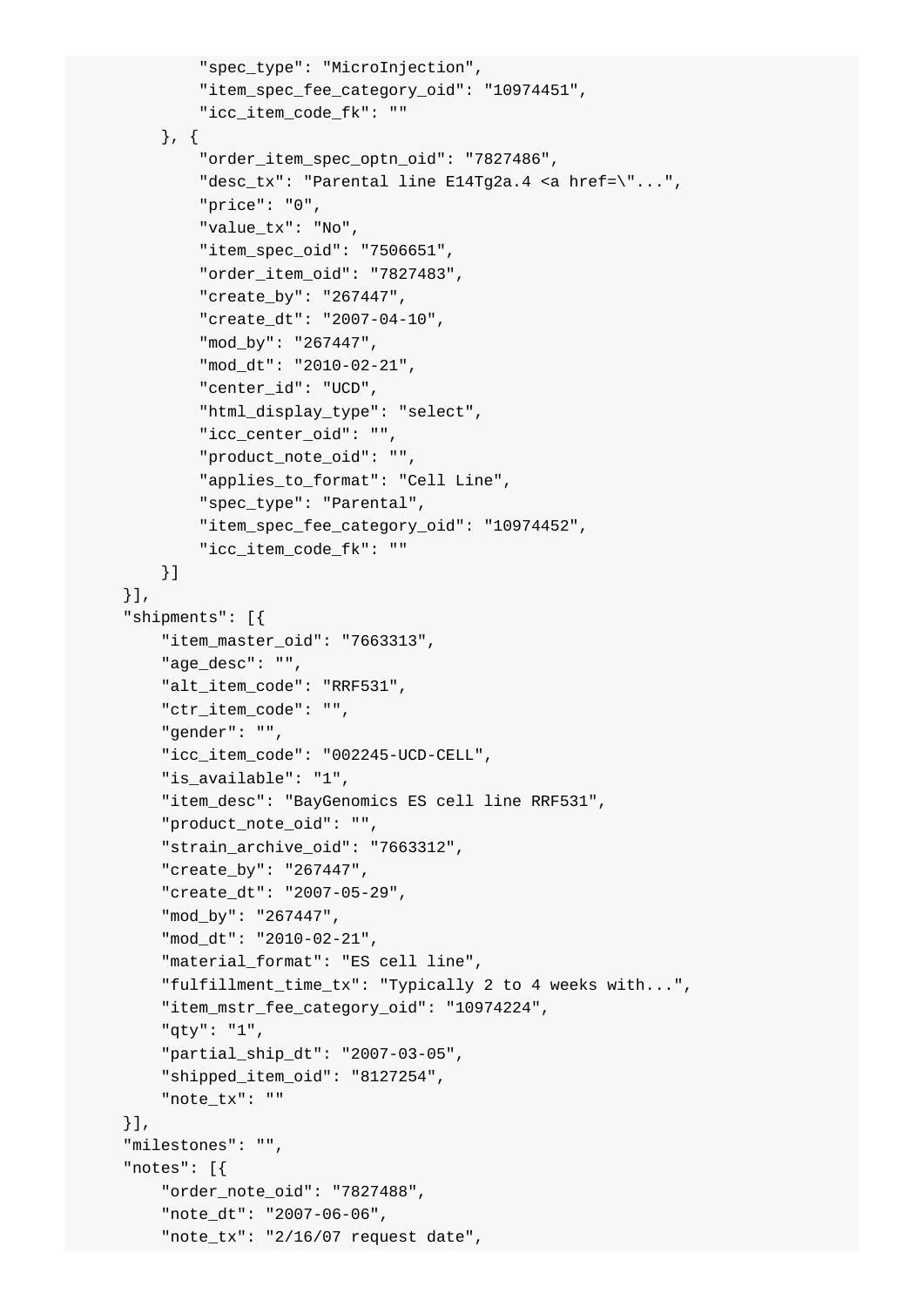```
            "spec_type": "MicroInjection",
            "item_spec_fee_category_oid": "10974451",
            "icc_item_code_fk": ""
        }, {
            "order_item_spec_optn_oid": "7827486",
            "desc_tx": "Parental line E14Tg2a.4 <a href=\"...",
            "price": "0",
            "value_tx": "No",
            "item_spec_oid": "7506651",
            "order_item_oid": "7827483",
            "create_by": "267447",
            "create_dt": "2007-04-10",
            "mod_by": "267447",
            "mod_dt": "2010-02-21",
            "center_id": "UCD",
            "html_display_type": "select",
            "icc_center_oid": "",
            "product_note_oid": "",
            "applies_to_format": "Cell Line",
            "spec_type": "Parental",
            "item_spec_fee_category_oid": "10974452",
            "icc_item_code_fk": ""
        }]
    }],
    "shipments": [{
        "item_master_oid": "7663313",
        "age_desc": "",
        "alt_item_code": "RRF531",
        "ctr_item_code": "",
        "gender": "",
        "icc_item_code": "002245-UCD-CELL",
        "is_available": "1",
        "item_desc": "BayGenomics ES cell line RRF531",
        "product_note_oid": "",
        "strain_archive_oid": "7663312",
        "create_by": "267447",
        "create_dt": "2007-05-29",
        "mod_by": "267447",
        "mod_dt": "2010-02-21",
        "material_format": "ES cell line",
        "fulfillment_time_tx": "Typically 2 to 4 weeks with...",
        "item_mstr_fee_category_oid": "10974224",
        "qty": "1",
        "partial_ship_dt": "2007-03-05",
        "shipped_item_oid": "8127254",
        "note_tx": ""
    }],
    "milestones": "",
    "notes": [{
        "order_note_oid": "7827488",
        "note_dt": "2007-06-06",
        "note_tx": "2/16/07 request date",
```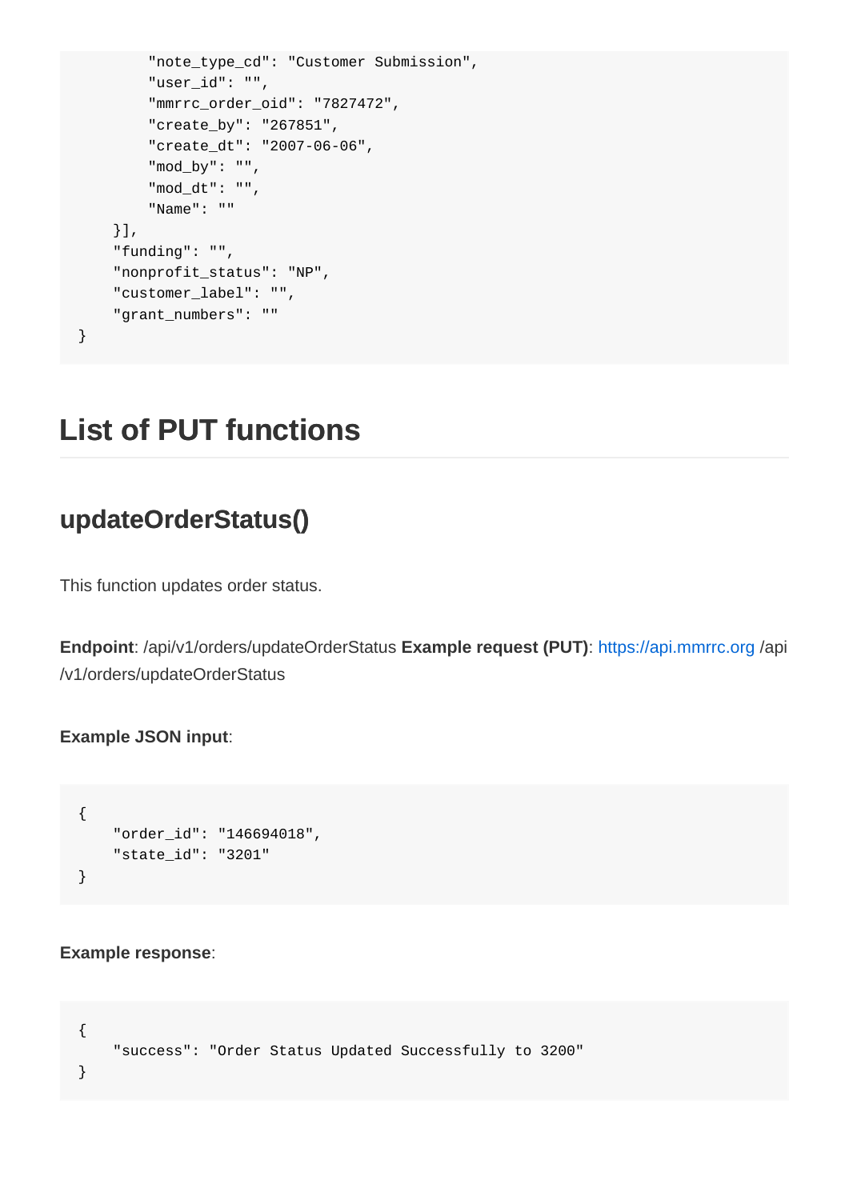```
        "note_type_cd": "Customer Submission",
        "user_id": "",
        "mmrrc_order_oid": "7827472",
        "create_by": "267851",
        "create_dt": "2007-06-06",
        "mod_by": "",
        "mod_dt": "",
        "Name": ""
    }],
    "funding": "",
    "nonprofit_status": "NP",
    "customer_label": "",
    "grant_numbers": ""
}
```

# List of PUT functions

## updateOrderStatus()

This function updates order status.

**Endpoint**: /api/v1/orders/updateOrderStatus **Example request (PUT)**: https://api.mmrrc.org /api/v1/orders/updateOrderStatus

**Example JSON input**:

```
{
    "order_id": "146694018",
    "state_id": "3201"
}
```

**Example response**:

```
{
    "success": "Order Status Updated Successfully to 3200"
}
```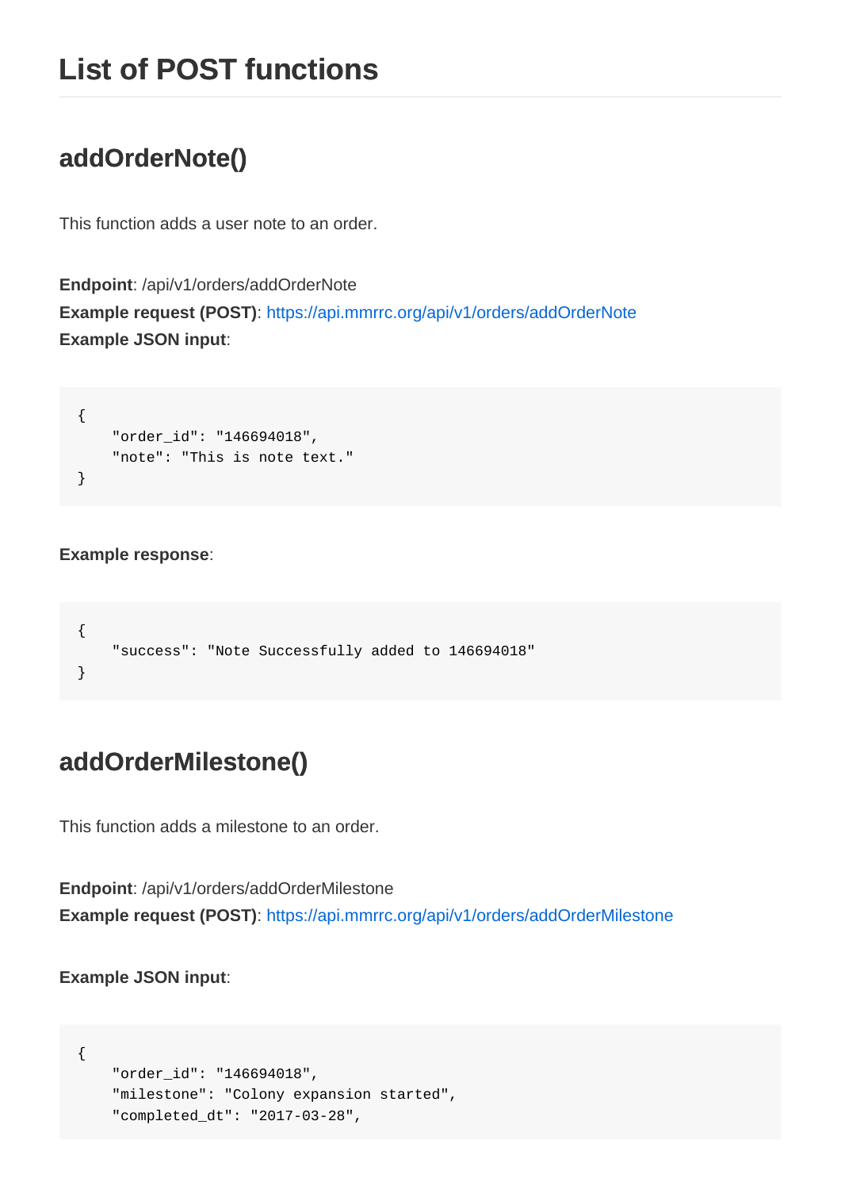# List of POST functions

## addOrderNote()

This function adds a user note to an order.

**Endpoint**: /api/v1/orders/addOrderNote
**Example request (POST)**: https://api.mmrrc.org/api/v1/orders/addOrderNote
**Example JSON input**:

```
{
    "order_id": "146694018",
    "note": "This is note text."
}
```

**Example response**:

```
{
    "success": "Note Successfully added to 146694018"
}
```

## addOrderMilestone()

This function adds a milestone to an order.

**Endpoint**: /api/v1/orders/addOrderMilestone
**Example request (POST)**: https://api.mmrrc.org/api/v1/orders/addOrderMilestone

**Example JSON input**:

```
{
    "order_id": "146694018",
    "milestone": "Colony expansion started",
    "completed_dt": "2017-03-28",
```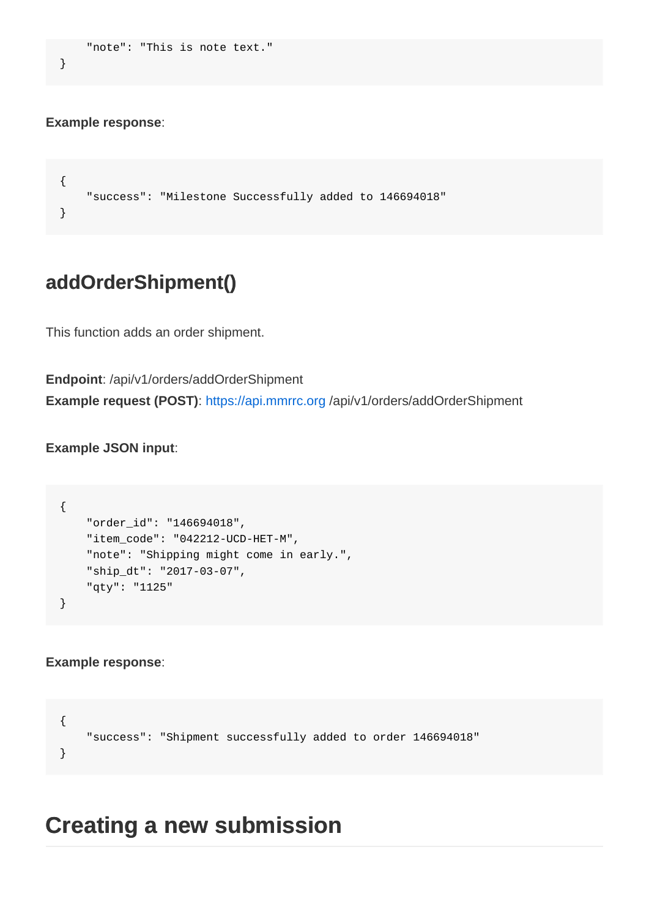```
    "note": "This is note text."
}
```

**Example response**:

```
{
    "success": "Milestone Successfully added to 146694018"
}
```

## addOrderShipment()

This function adds an order shipment.

**Endpoint**: /api/v1/orders/addOrderShipment
**Example request (POST)**: https://api.mmrrc.org /api/v1/orders/addOrderShipment

**Example JSON input**:

```
{
    "order_id": "146694018",
    "item_code": "042212-UCD-HET-M",
    "note": "Shipping might come in early.",
    "ship_dt": "2017-03-07",
    "qty": "1125"
}
```

**Example response**:

```
{
    "success": "Shipment successfully added to order 146694018"
}
```

# Creating a new submission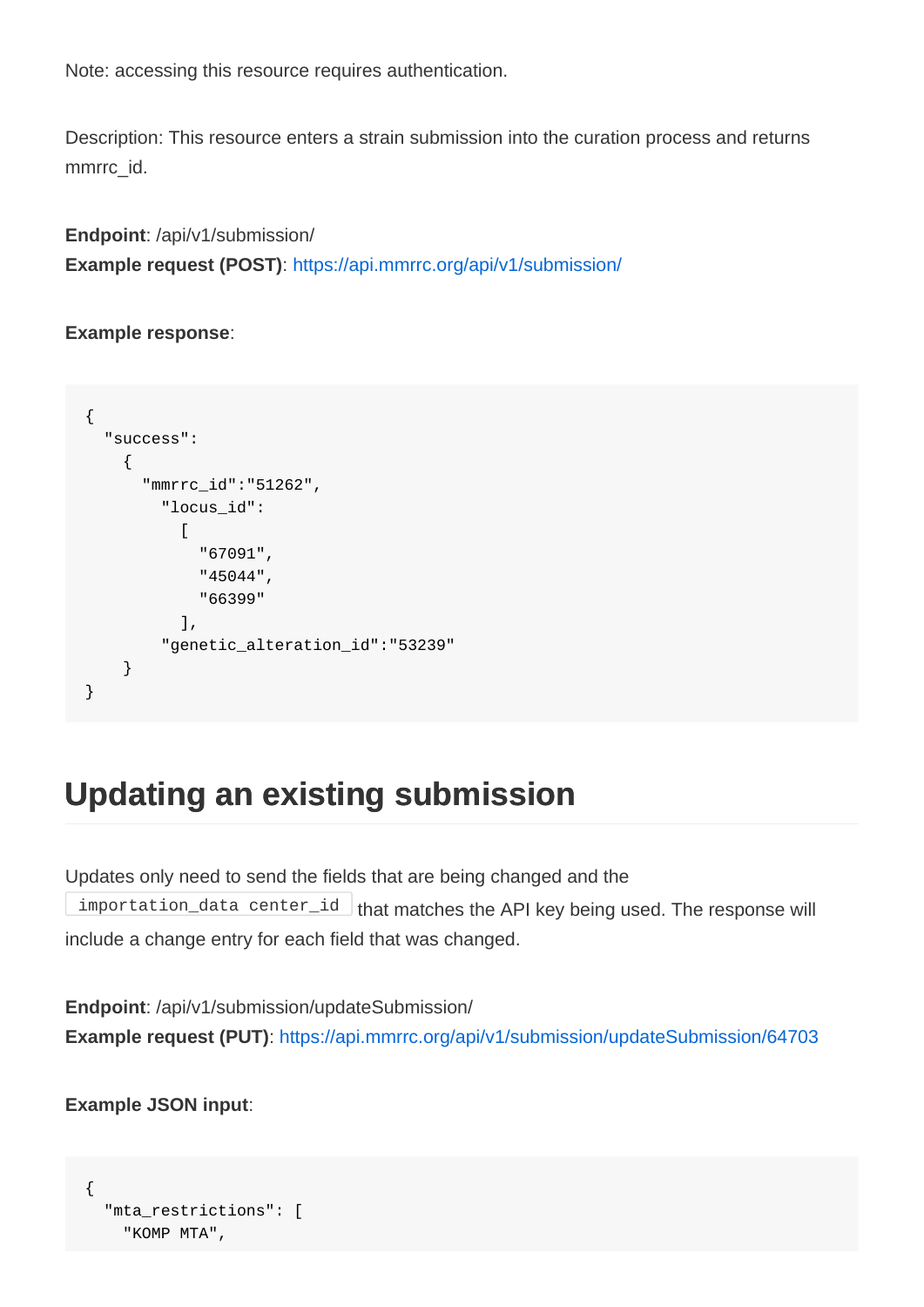Note: accessing this resource requires authentication.

Description: This resource enters a strain submission into the curation process and returns mmrrc_id.

**Endpoint**: /api/v1/submission/
**Example request (POST)**: https://api.mmrrc.org/api/v1/submission/

**Example response**:

```
{
  "success":
    {
      "mmrrc_id":"51262",
        "locus_id":
          [
            "67091",
            "45044",
            "66399"
          ],
        "genetic_alteration_id":"53239"
    }
}
```

## Updating an existing submission

Updates only need to send the fields that are being changed and the `importation_data center_id` that matches the API key being used. The response will include a change entry for each field that was changed.

**Endpoint**: /api/v1/submission/updateSubmission/
**Example request (PUT)**: https://api.mmrrc.org/api/v1/submission/updateSubmission/64703

**Example JSON input**:

```
{
  "mta_restrictions": [
    "KOMP MTA",
```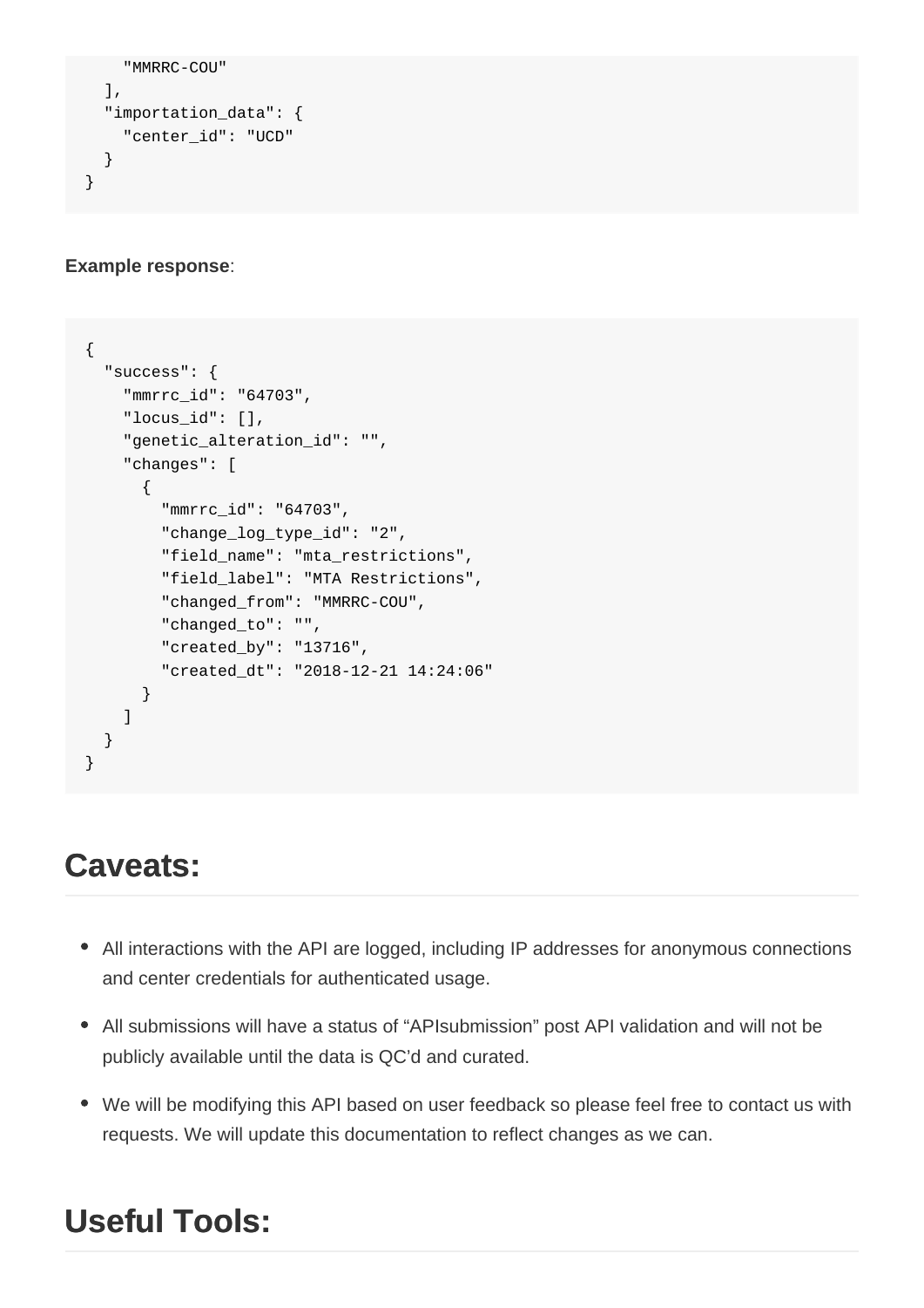```
    "MMRRC-COU"
  ],
  "importation_data": {
    "center_id": "UCD"
  }
}
```

**Example response**:

```
{
  "success": {
    "mmrrc_id": "64703",
    "locus_id": [],
    "genetic_alteration_id": "",
    "changes": [
      {
        "mmrrc_id": "64703",
        "change_log_type_id": "2",
        "field_name": "mta_restrictions",
        "field_label": "MTA Restrictions",
        "changed_from": "MMRRC-COU",
        "changed_to": "",
        "created_by": "13716",
        "created_dt": "2018-12-21 14:24:06"
      }
    ]
  }
}
```

# Caveats:

- All interactions with the API are logged, including IP addresses for anonymous connections and center credentials for authenticated usage.
- All submissions will have a status of "APIsubmission" post API validation and will not be publicly available until the data is QC'd and curated.
- We will be modifying this API based on user feedback so please feel free to contact us with requests. We will update this documentation to reflect changes as we can.

# Useful Tools: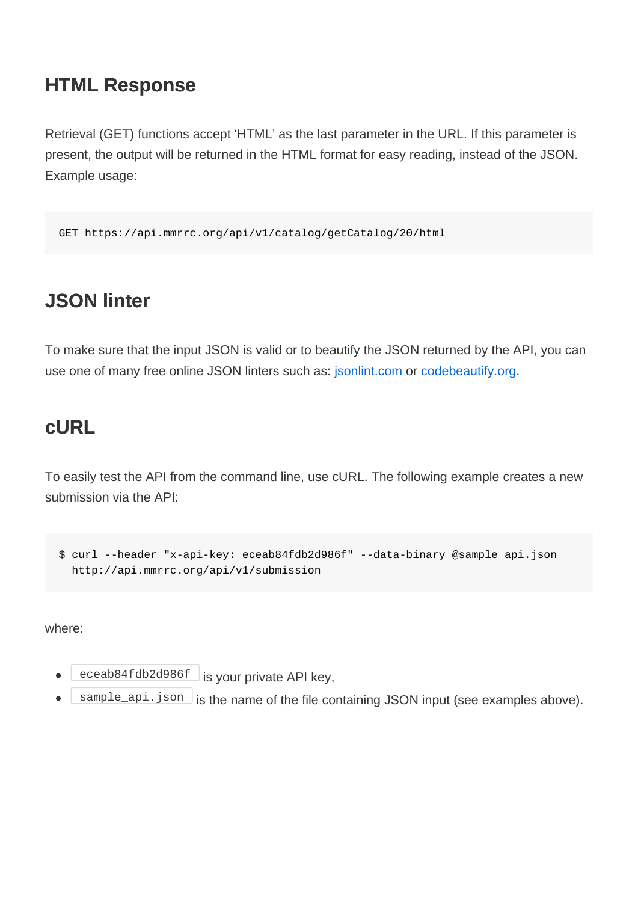## HTML Response

Retrieval (GET) functions accept 'HTML' as the last parameter in the URL. If this parameter is present, the output will be returned in the HTML format for easy reading, instead of the JSON. Example usage:

```
GET https://api.mmrrc.org/api/v1/catalog/getCatalog/20/html
```

## JSON linter

To make sure that the input JSON is valid or to beautify the JSON returned by the API, you can use one of many free online JSON linters such as: jsonlint.com or codebeautify.org.

## cURL

To easily test the API from the command line, use cURL. The following example creates a new submission via the API:

```
$ curl --header "x-api-key: eceab84fdb2d986f" --data-binary @sample_api.json
  http://api.mmrrc.org/api/v1/submission
```

where:

- `eceab84fdb2d986f` is your private API key,
- `sample_api.json` is the name of the file containing JSON input (see examples above).